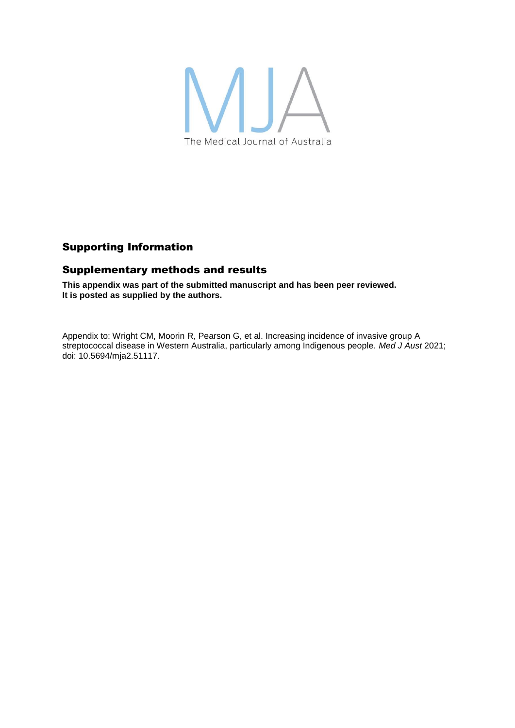MJA

The Medical Journal of Australia

## Supporting Information

## Supplementary methods and results

**This appendix was part of the submitted manuscript and has been peer reviewed. It is posted as supplied by the authors.**

Appendix to: Wright CM, Moorin R, Pearson G, et al. Increasing incidence of invasive group A streptococcal disease in Western Australia, particularly among Indigenous people. *Med J Aust* 2021; doi: 10.5694/mja2.51117.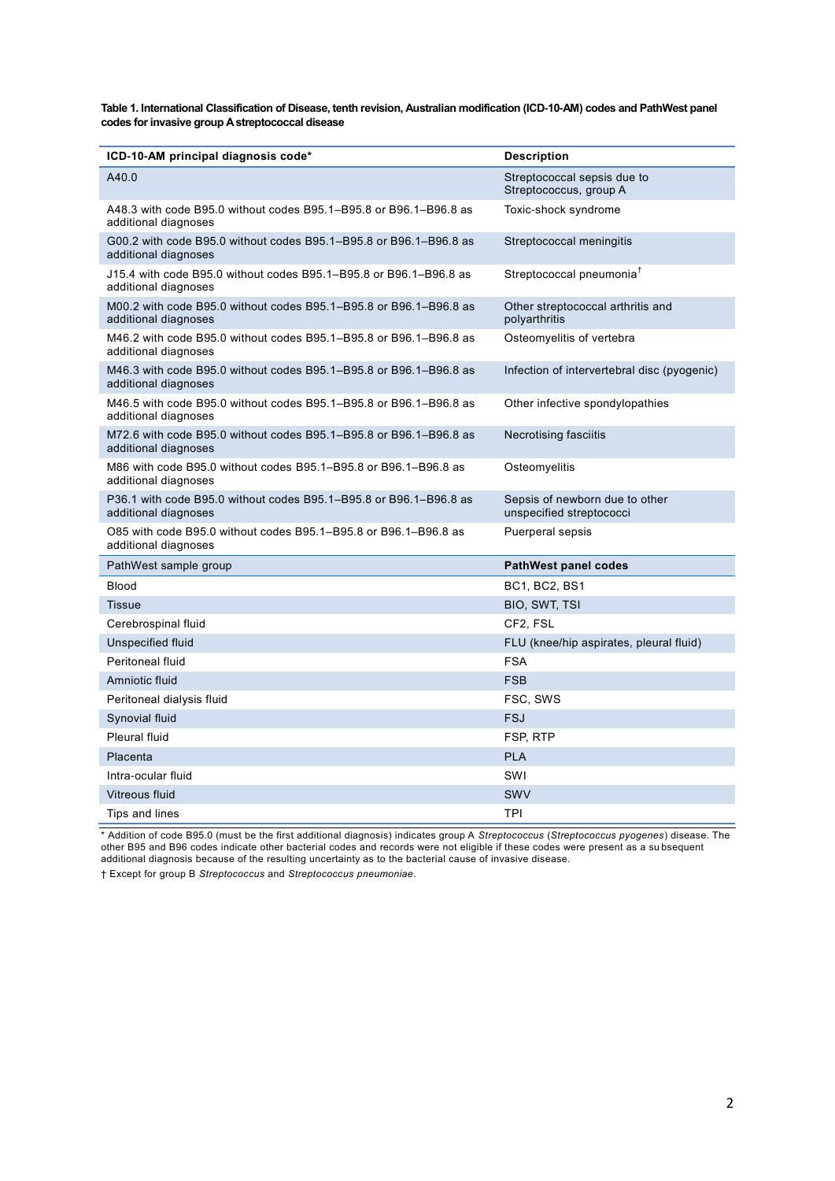**Table 1. International Classification of Disease, tenth revision, Australian modification (ICD-10-AM) codes and PathWest panel codes for invasive group A streptococcal disease**

| ICD-10-AM principal diagnosis code* | Description |
|---|---|
| A40.0 | Streptococcal sepsis due to Streptococcus, group A |
| A48.3 with code B95.0 without codes B95.1–B95.8 or B96.1–B96.8 as additional diagnoses | Toxic-shock syndrome |
| G00.2 with code B95.0 without codes B95.1–B95.8 or B96.1–B96.8 as additional diagnoses | Streptococcal meningitis |
| J15.4 with code B95.0 without codes B95.1–B95.8 or B96.1–B96.8 as additional diagnoses | Streptococcal pneumonia† |
| M00.2 with code B95.0 without codes B95.1–B95.8 or B96.1–B96.8 as additional diagnoses | Other streptococcal arthritis and polyarthritis |
| M46.2 with code B95.0 without codes B95.1–B95.8 or B96.1–B96.8 as additional diagnoses | Osteomyelitis of vertebra |
| M46.3 with code B95.0 without codes B95.1–B95.8 or B96.1–B96.8 as additional diagnoses | Infection of intervertebral disc (pyogenic) |
| M46.5 with code B95.0 without codes B95.1–B95.8 or B96.1–B96.8 as additional diagnoses | Other infective spondylopathies |
| M72.6 with code B95.0 without codes B95.1–B95.8 or B96.1–B96.8 as additional diagnoses | Necrotising fasciitis |
| M86 with code B95.0 without codes B95.1–B95.8 or B96.1–B96.8 as additional diagnoses | Osteomyelitis |
| P36.1 with code B95.0 without codes B95.1–B95.8 or B96.1–B96.8 as additional diagnoses | Sepsis of newborn due to other unspecified streptococci |
| O85 with code B95.0 without codes B95.1–B95.8 or B96.1–B96.8 as additional diagnoses | Puerperal sepsis |
| PathWest sample group | **PathWest panel codes** |
| Blood | BC1, BC2, BS1 |
| Tissue | BIO, SWT, TSI |
| Cerebrospinal fluid | CF2, FSL |
| Unspecified fluid | FLU (knee/hip aspirates, pleural fluid) |
| Peritoneal fluid | FSA |
| Amniotic fluid | FSB |
| Peritoneal dialysis fluid | FSC, SWS |
| Synovial fluid | FSJ |
| Pleural fluid | FSP, RTP |
| Placenta | PLA |
| Intra-ocular fluid | SWI |
| Vitreous fluid | SWV |
| Tips and lines | TPI |

\* Addition of code B95.0 (must be the first additional diagnosis) indicates group A *Streptococcus* (*Streptococcus pyogenes*) disease. The other B95 and B96 codes indicate other bacterial codes and records were not eligible if these codes were present as a subsequent additional diagnosis because of the resulting uncertainty as to the bacterial cause of invasive disease.

† Except for group B *Streptococcus* and *Streptococcus pneumoniae*.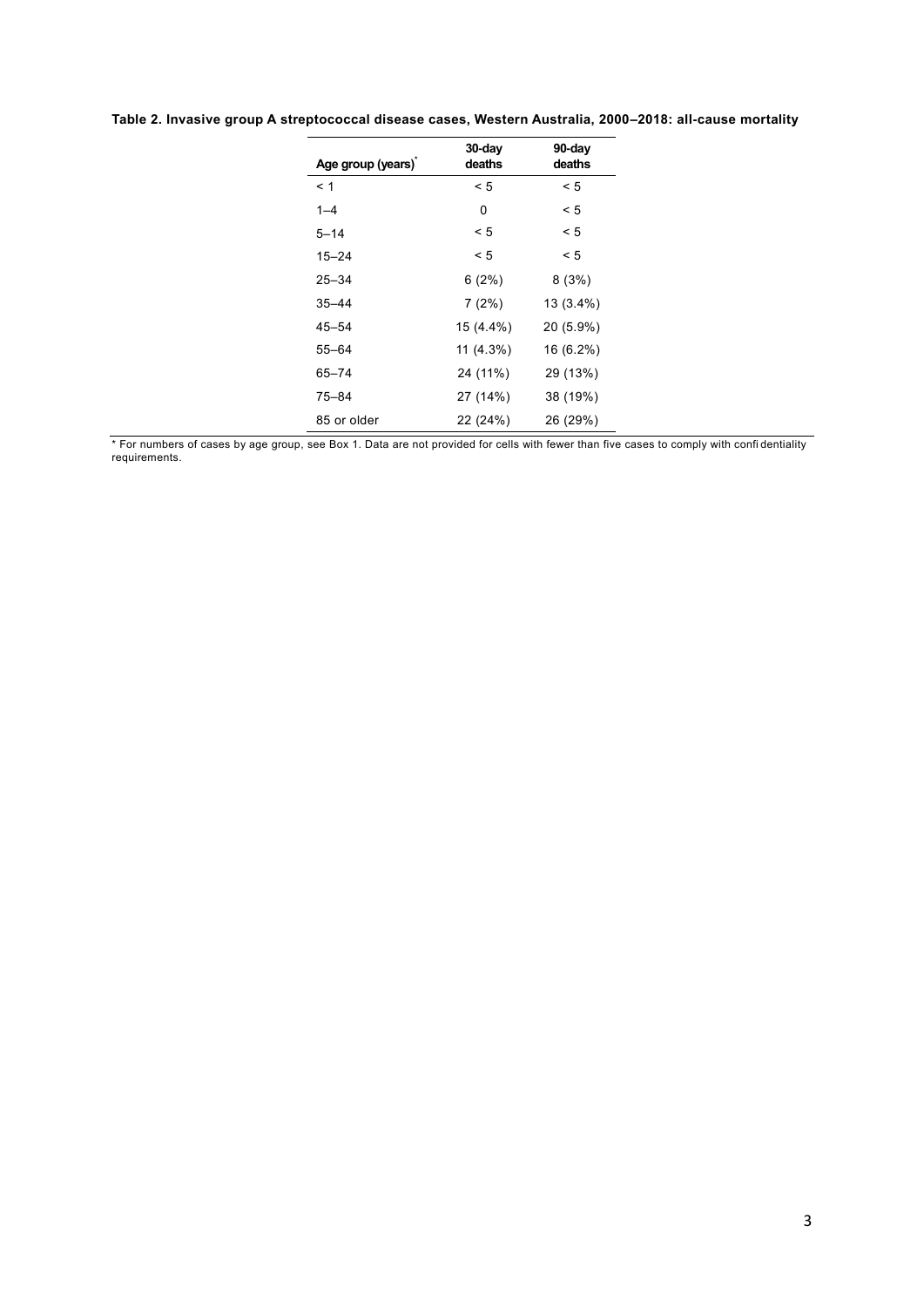**Table 2. Invasive group A streptococcal disease cases, Western Australia, 2000–2018: all-cause mortality**

| Age group (years)* | 30-day deaths | 90-day deaths |
|---|---|---|
| < 1 | < 5 | < 5 |
| 1–4 | 0 | < 5 |
| 5–14 | < 5 | < 5 |
| 15–24 | < 5 | < 5 |
| 25–34 | 6 (2%) | 8 (3%) |
| 35–44 | 7 (2%) | 13 (3.4%) |
| 45–54 | 15 (4.4%) | 20 (5.9%) |
| 55–64 | 11 (4.3%) | 16 (6.2%) |
| 65–74 | 24 (11%) | 29 (13%) |
| 75–84 | 27 (14%) | 38 (19%) |
| 85 or older | 22 (24%) | 26 (29%) |

* For numbers of cases by age group, see Box 1. Data are not provided for cells with fewer than five cases to comply with confidentiality requirements.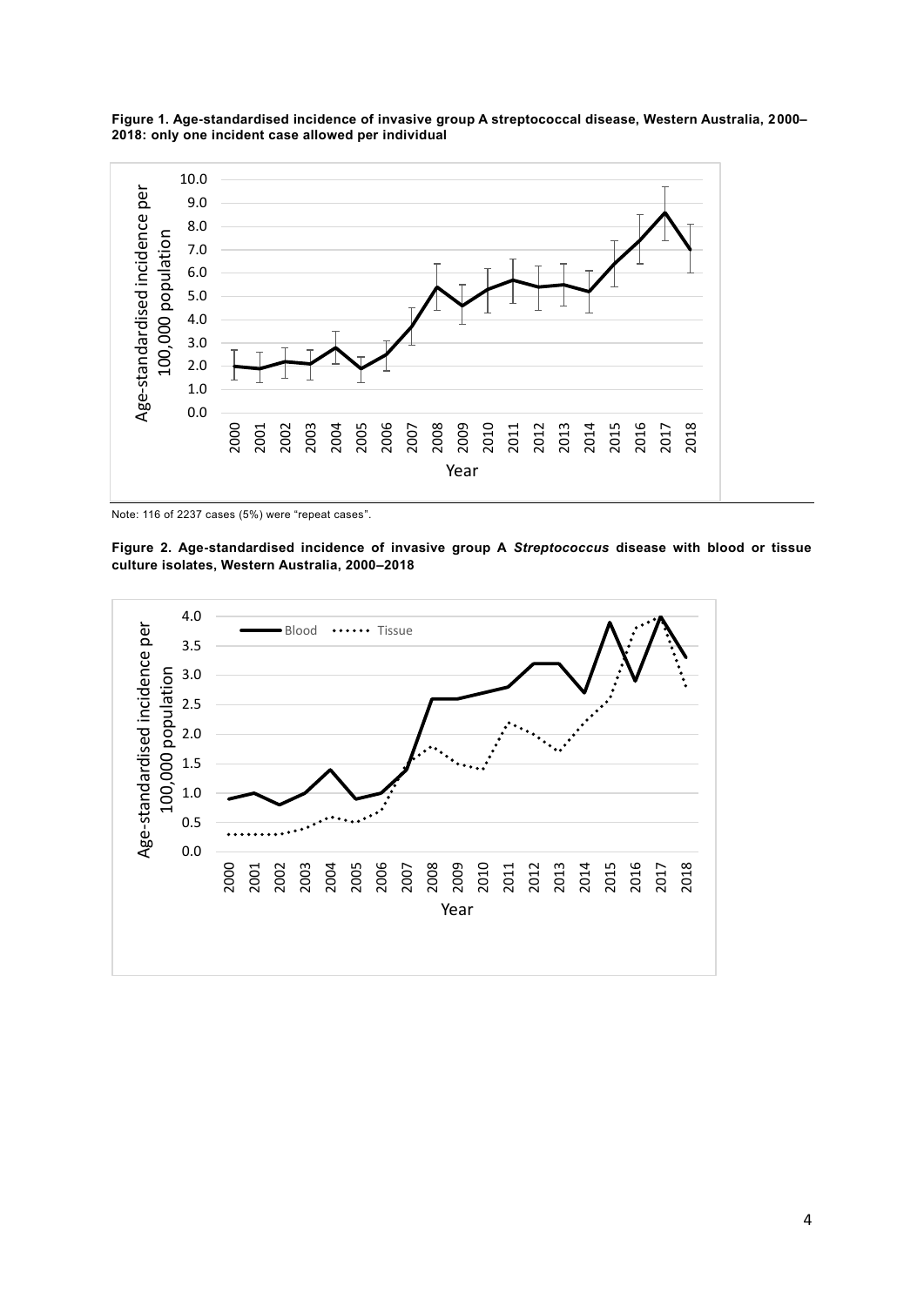**Figure 1. Age-standardised incidence of invasive group A streptococcal disease, Western Australia, 2000–2018: only one incident case allowed per individual**

Note: 116 of 2237 cases (5%) were "repeat cases".

**Figure 2. Age-standardised incidence of invasive group A *Streptococcus* disease with blood or tissue culture isolates, Western Australia, 2000–2018**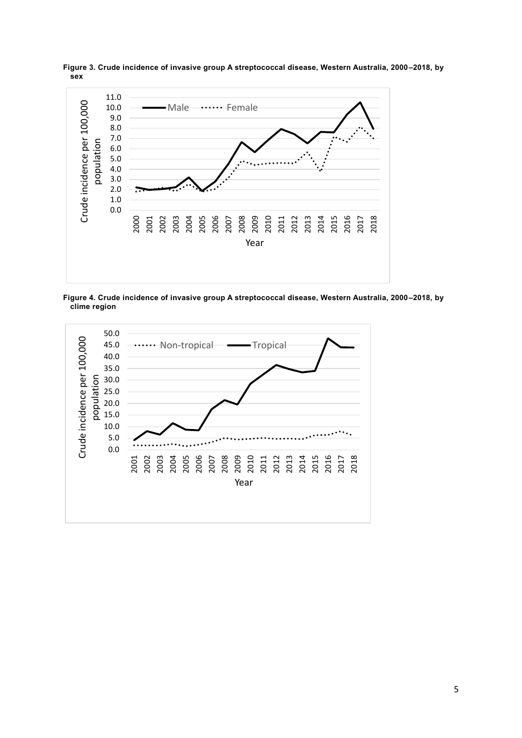**Figure 3. Crude incidence of invasive group A streptococcal disease, Western Australia, 2000–2018, by sex**

Crude incidence per 100,000 population

11.0
10.0
9.0
8.0
7.0
6.0
5.0
4.0
3.0
2.0
1.0
0.0

Male
Female

2000
2001
2002
2003
2004
2005
2006
2007
2008
2009
2010
2011
2012
2013
2014
2015
2016
2017
2018

Year

**Figure 4. Crude incidence of invasive group A streptococcal disease, Western Australia, 2000–2018, by clime region**

Crude incidence per 100,000 population

50.0
45.0
40.0
35.0
30.0
25.0
20.0
15.0
10.0
5.0
0.0

Non-tropical
Tropical

2001
2002
2003
2004
2005
2006
2007
2008
2009
2010
2011
2012
2013
2014
2015
2016
2017
2018

Year